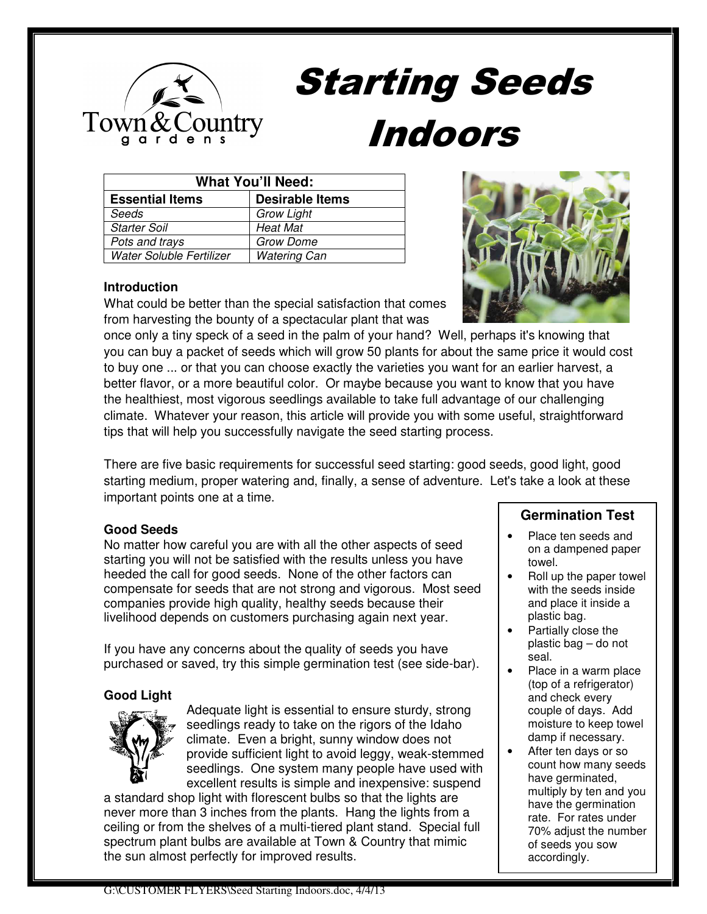# Starting Seeds Indoors

| What You'll Need: | |
|---|---|
| **Essential Items** | **Desirable Items** |
| *Seeds* | *Grow Light* |
| *Starter Soil* | *Heat Mat* |
| *Pots and trays* | *Grow Dome* |
| *Water Soluble Fertilizer* | *Watering Can* |

### Introduction

What could be better than the special satisfaction that comes from harvesting the bounty of a spectacular plant that was once only a tiny speck of a seed in the palm of your hand? Well, perhaps it's knowing that you can buy a packet of seeds which will grow 50 plants for about the same price it would cost to buy one ... or that you can choose exactly the varieties you want for an earlier harvest, a better flavor, or a more beautiful color. Or maybe because you want to know that you have the healthiest, most vigorous seedlings available to take full advantage of our challenging climate. Whatever your reason, this article will provide you with some useful, straightforward tips that will help you successfully navigate the seed starting process.

There are five basic requirements for successful seed starting: good seeds, good light, good starting medium, proper watering and, finally, a sense of adventure. Let's take a look at these important points one at a time.

### Good Seeds

No matter how careful you are with all the other aspects of seed starting you will not be satisfied with the results unless you have heeded the call for good seeds. None of the other factors can compensate for seeds that are not strong and vigorous. Most seed companies provide high quality, healthy seeds because their livelihood depends on customers purchasing again next year.

If you have any concerns about the quality of seeds you have purchased or saved, try this simple germination test (see side-bar).

### Germination Test

- Place ten seeds and on a dampened paper towel.
- Roll up the paper towel with the seeds inside and place it inside a plastic bag.
- Partially close the plastic bag – do not seal.
- Place in a warm place (top of a refrigerator) and check every couple of days. Add moisture to keep towel damp if necessary.
- After ten days or so count how many seeds have germinated, multiply by ten and you have the germination rate. For rates under 70% adjust the number of seeds you sow accordingly.

### Good Light

Adequate light is essential to ensure sturdy, strong seedlings ready to take on the rigors of the Idaho climate. Even a bright, sunny window does not provide sufficient light to avoid leggy, weak-stemmed seedlings. One system many people have used with excellent results is simple and inexpensive: suspend a standard shop light with florescent bulbs so that the lights are never more than 3 inches from the plants. Hang the lights from a ceiling or from the shelves of a multi-tiered plant stand. Special full spectrum plant bulbs are available at Town & Country that mimic the sun almost perfectly for improved results.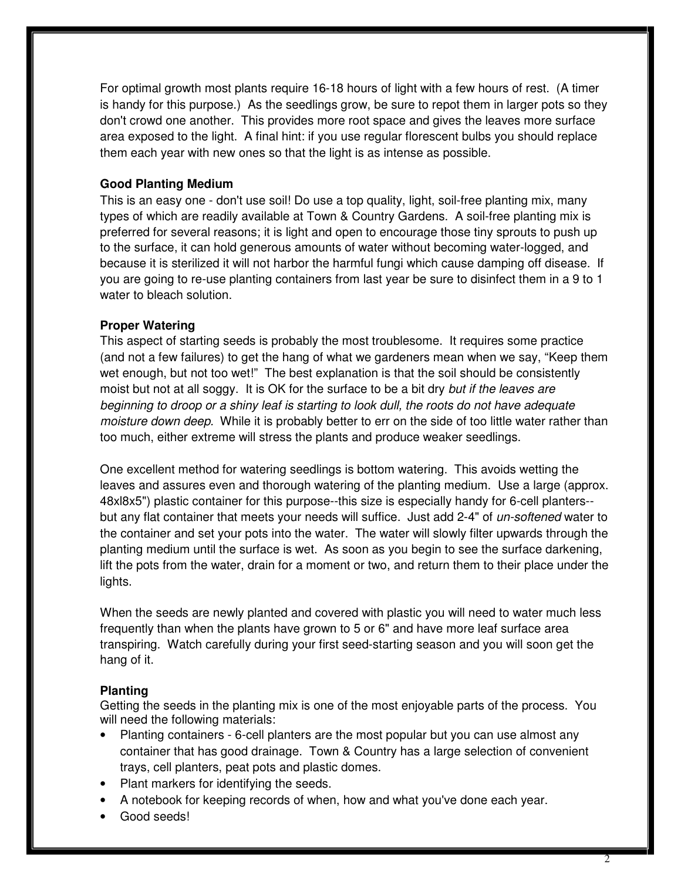For optimal growth most plants require 16-18 hours of light with a few hours of rest. (A timer is handy for this purpose.) As the seedlings grow, be sure to repot them in larger pots so they don't crowd one another. This provides more root space and gives the leaves more surface area exposed to the light. A final hint: if you use regular florescent bulbs you should replace them each year with new ones so that the light is as intense as possible.

**Good Planting Medium**

This is an easy one - don't use soil! Do use a top quality, light, soil-free planting mix, many types of which are readily available at Town & Country Gardens. A soil-free planting mix is preferred for several reasons; it is light and open to encourage those tiny sprouts to push up to the surface, it can hold generous amounts of water without becoming water-logged, and because it is sterilized it will not harbor the harmful fungi which cause damping off disease. If you are going to re-use planting containers from last year be sure to disinfect them in a 9 to 1 water to bleach solution.

**Proper Watering**

This aspect of starting seeds is probably the most troublesome. It requires some practice (and not a few failures) to get the hang of what we gardeners mean when we say, "Keep them wet enough, but not too wet!" The best explanation is that the soil should be consistently moist but not at all soggy. It is OK for the surface to be a bit dry *but if the leaves are beginning to droop or a shiny leaf is starting to look dull, the roots do not have adequate moisture down deep.* While it is probably better to err on the side of too little water rather than too much, either extreme will stress the plants and produce weaker seedlings.

One excellent method for watering seedlings is bottom watering. This avoids wetting the leaves and assures even and thorough watering of the planting medium. Use a large (approx. 48xl8x5") plastic container for this purpose--this size is especially handy for 6-cell planters--but any flat container that meets your needs will suffice. Just add 2-4" of *un-softened* water to the container and set your pots into the water. The water will slowly filter upwards through the planting medium until the surface is wet. As soon as you begin to see the surface darkening, lift the pots from the water, drain for a moment or two, and return them to their place under the lights.

When the seeds are newly planted and covered with plastic you will need to water much less frequently than when the plants have grown to 5 or 6" and have more leaf surface area transpiring. Watch carefully during your first seed-starting season and you will soon get the hang of it.

**Planting**

Getting the seeds in the planting mix is one of the most enjoyable parts of the process. You will need the following materials:

- Planting containers - 6-cell planters are the most popular but you can use almost any container that has good drainage. Town & Country has a large selection of convenient trays, cell planters, peat pots and plastic domes.
- Plant markers for identifying the seeds.
- A notebook for keeping records of when, how and what you've done each year.
- Good seeds!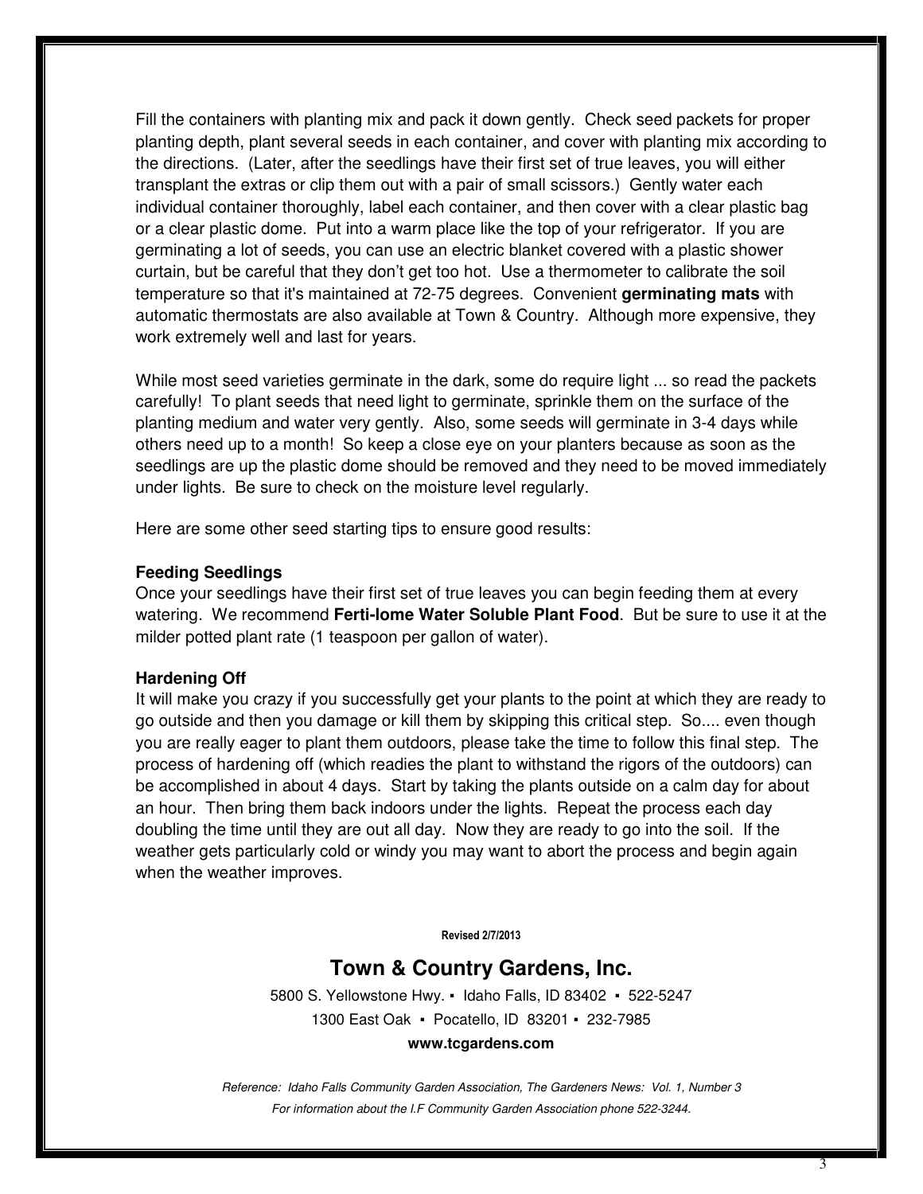Fill the containers with planting mix and pack it down gently. Check seed packets for proper planting depth, plant several seeds in each container, and cover with planting mix according to the directions. (Later, after the seedlings have their first set of true leaves, you will either transplant the extras or clip them out with a pair of small scissors.) Gently water each individual container thoroughly, label each container, and then cover with a clear plastic bag or a clear plastic dome. Put into a warm place like the top of your refrigerator. If you are germinating a lot of seeds, you can use an electric blanket covered with a plastic shower curtain, but be careful that they don't get too hot. Use a thermometer to calibrate the soil temperature so that it's maintained at 72-75 degrees. Convenient **germinating mats** with automatic thermostats are also available at Town & Country. Although more expensive, they work extremely well and last for years.

While most seed varieties germinate in the dark, some do require light ... so read the packets carefully! To plant seeds that need light to germinate, sprinkle them on the surface of the planting medium and water very gently. Also, some seeds will germinate in 3-4 days while others need up to a month! So keep a close eye on your planters because as soon as the seedlings are up the plastic dome should be removed and they need to be moved immediately under lights. Be sure to check on the moisture level regularly.

Here are some other seed starting tips to ensure good results:

**Feeding Seedlings**

Once your seedlings have their first set of true leaves you can begin feeding them at every watering. We recommend **Ferti-lome Water Soluble Plant Food**. But be sure to use it at the milder potted plant rate (1 teaspoon per gallon of water).

**Hardening Off**

It will make you crazy if you successfully get your plants to the point at which they are ready to go outside and then you damage or kill them by skipping this critical step. So.... even though you are really eager to plant them outdoors, please take the time to follow this final step. The process of hardening off (which readies the plant to withstand the rigors of the outdoors) can be accomplished in about 4 days. Start by taking the plants outside on a calm day for about an hour. Then bring them back indoors under the lights. Repeat the process each day doubling the time until they are out all day. Now they are ready to go into the soil. If the weather gets particularly cold or windy you may want to abort the process and begin again when the weather improves.

**Revised 2/7/2013**

## Town & Country Gardens, Inc.

5800 S. Yellowstone Hwy. ▪ Idaho Falls, ID 83402 ▪ 522-5247

1300 East Oak ▪ Pocatello, ID 83201 ▪ 232-7985

**www.tcgardens.com**

*Reference: Idaho Falls Community Garden Association, The Gardeners News: Vol. 1, Number 3*

*For information about the I.F Community Garden Association phone 522-3244.*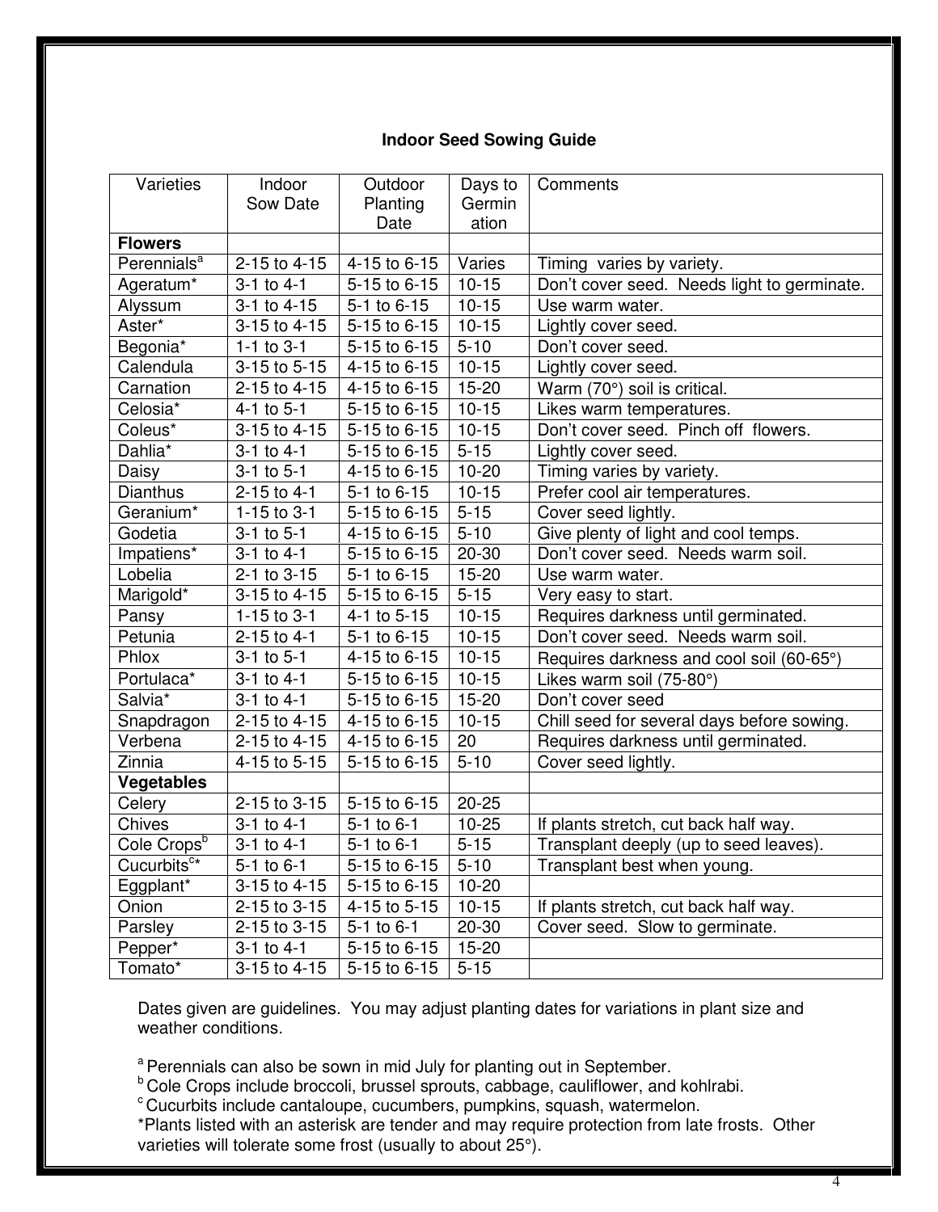**Indoor Seed Sowing Guide**

| Varieties | Indoor Sow Date | Outdoor Planting Date | Days to Germination | Comments |
|---|---|---|---|---|
| **Flowers** | | | | |
| Perennials[a] | 2-15 to 4-15 | 4-15 to 6-15 | Varies | Timing varies by variety. |
| Ageratum* | 3-1 to 4-1 | 5-15 to 6-15 | 10-15 | Don't cover seed. Needs light to germinate. |
| Alyssum | 3-1 to 4-15 | 5-1 to 6-15 | 10-15 | Use warm water. |
| Aster* | 3-15 to 4-15 | 5-15 to 6-15 | 10-15 | Lightly cover seed. |
| Begonia* | 1-1 to 3-1 | 5-15 to 6-15 | 5-10 | Don't cover seed. |
| Calendula | 3-15 to 5-15 | 4-15 to 6-15 | 10-15 | Lightly cover seed. |
| Carnation | 2-15 to 4-15 | 4-15 to 6-15 | 15-20 | Warm (70°) soil is critical. |
| Celosia* | 4-1 to 5-1 | 5-15 to 6-15 | 10-15 | Likes warm temperatures. |
| Coleus* | 3-15 to 4-15 | 5-15 to 6-15 | 10-15 | Don't cover seed. Pinch off flowers. |
| Dahlia* | 3-1 to 4-1 | 5-15 to 6-15 | 5-15 | Lightly cover seed. |
| Daisy | 3-1 to 5-1 | 4-15 to 6-15 | 10-20 | Timing varies by variety. |
| Dianthus | 2-15 to 4-1 | 5-1 to 6-15 | 10-15 | Prefer cool air temperatures. |
| Geranium* | 1-15 to 3-1 | 5-15 to 6-15 | 5-15 | Cover seed lightly. |
| Godetia | 3-1 to 5-1 | 4-15 to 6-15 | 5-10 | Give plenty of light and cool temps. |
| Impatiens* | 3-1 to 4-1 | 5-15 to 6-15 | 20-30 | Don't cover seed. Needs warm soil. |
| Lobelia | 2-1 to 3-15 | 5-1 to 6-15 | 15-20 | Use warm water. |
| Marigold* | 3-15 to 4-15 | 5-15 to 6-15 | 5-15 | Very easy to start. |
| Pansy | 1-15 to 3-1 | 4-1 to 5-15 | 10-15 | Requires darkness until germinated. |
| Petunia | 2-15 to 4-1 | 5-1 to 6-15 | 10-15 | Don't cover seed. Needs warm soil. |
| Phlox | 3-1 to 5-1 | 4-15 to 6-15 | 10-15 | Requires darkness and cool soil (60-65°) |
| Portulaca* | 3-1 to 4-1 | 5-15 to 6-15 | 10-15 | Likes warm soil (75-80°) |
| Salvia* | 3-1 to 4-1 | 5-15 to 6-15 | 15-20 | Don't cover seed |
| Snapdragon | 2-15 to 4-15 | 4-15 to 6-15 | 10-15 | Chill seed for several days before sowing. |
| Verbena | 2-15 to 4-15 | 4-15 to 6-15 | 20 | Requires darkness until germinated. |
| Zinnia | 4-15 to 5-15 | 5-15 to 6-15 | 5-10 | Cover seed lightly. |
| **Vegetables** | | | | |
| Celery | 2-15 to 3-15 | 5-15 to 6-15 | 20-25 | |
| Chives | 3-1 to 4-1 | 5-1 to 6-1 | 10-25 | If plants stretch, cut back half way. |
| Cole Crops[b] | 3-1 to 4-1 | 5-1 to 6-1 | 5-15 | Transplant deeply (up to seed leaves). |
| Cucurbits[c]* | 5-1 to 6-1 | 5-15 to 6-15 | 5-10 | Transplant best when young. |
| Eggplant* | 3-15 to 4-15 | 5-15 to 6-15 | 10-20 | |
| Onion | 2-15 to 3-15 | 4-15 to 5-15 | 10-15 | If plants stretch, cut back half way. |
| Parsley | 2-15 to 3-15 | 5-1 to 6-1 | 20-30 | Cover seed. Slow to germinate. |
| Pepper* | 3-1 to 4-1 | 5-15 to 6-15 | 15-20 | |
| Tomato* | 3-15 to 4-15 | 5-15 to 6-15 | 5-15 | |

Dates given are guidelines. You may adjust planting dates for variations in plant size and weather conditions.

[a] Perennials can also be sown in mid July for planting out in September.
[b] Cole Crops include broccoli, brussel sprouts, cabbage, cauliflower, and kohlrabi.
[c] Cucurbits include cantaloupe, cucumbers, pumpkins, squash, watermelon.
*Plants listed with an asterisk are tender and may require protection from late frosts. Other varieties will tolerate some frost (usually to about 25°).